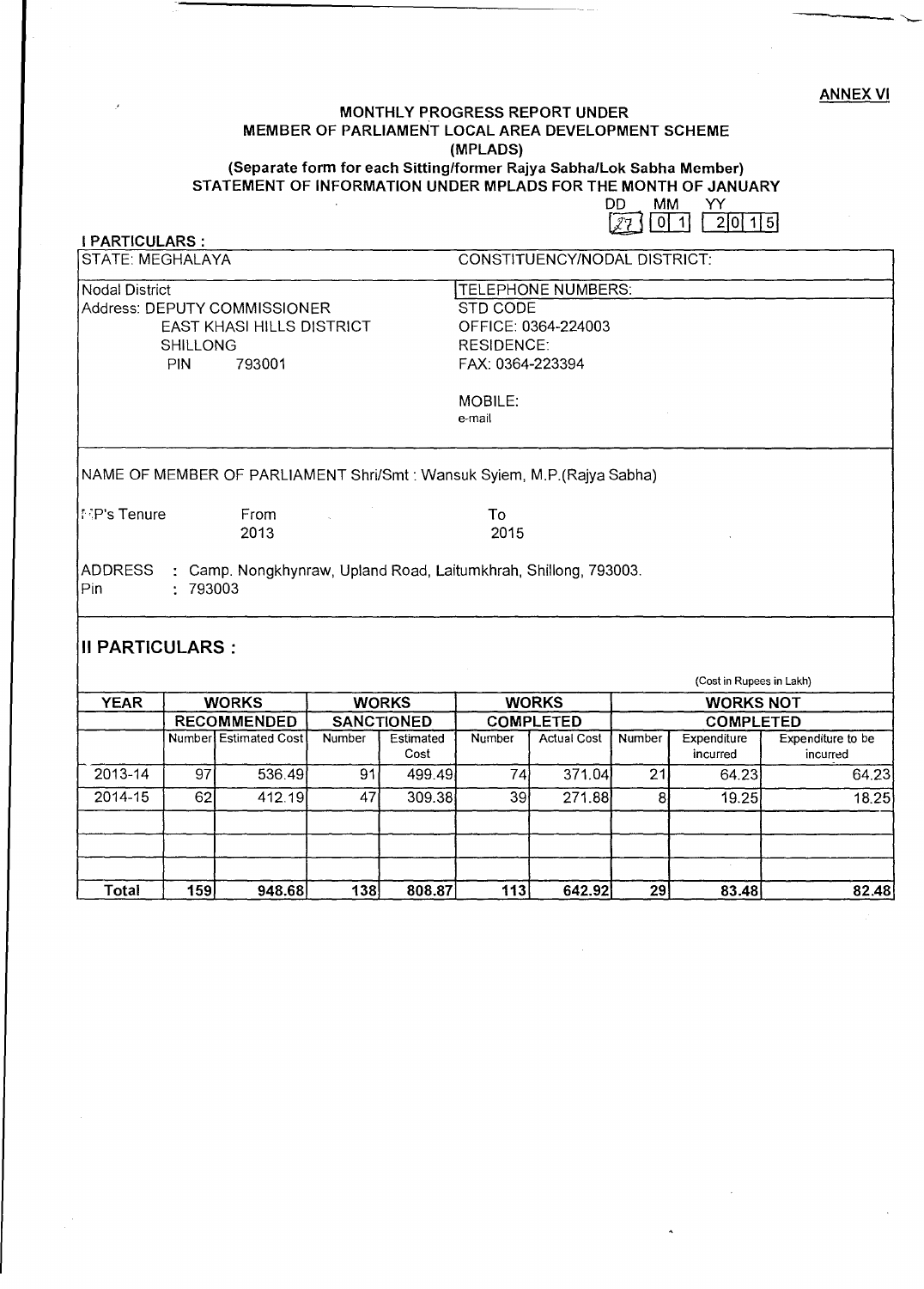ANNEX VI

# MONTHLY PROGRESS REPORT UNDER MEMBER OF PARLIAMENT LOCAL AREA DEVELOPMENT SCHEME (MPLADS)

**(Separate form for each Sitting/former Rajya Sabha/Lok Sabha Member)**

**STATEMENT OF INFORMATION UNDER MPLADS FOR THE MONTH OF JANUARY**

| DD | MM | YY |
|---|---|---|
| 27 | 01 | 2015 |

## I PARTICULARS :

| STATE: MEGHALAYA | CONSTITUENCY/NODAL DISTRICT: |
|---|---|
| Nodal District<br>Address: DEPUTY COMMISSIONER<br>EAST KHASI HILLS DISTRICT<br>SHILLONG<br>PIN 793001 | TELEPHONE NUMBERS:<br>STD CODE<br>OFFICE: 0364-224003<br>RESIDENCE:<br>FAX: 0364-223394<br><br>MOBILE:<br>e-mail |

NAME OF MEMBER OF PARLIAMENT Shri/Smt : Wansuk Syiem, M.P.(Rajya Sabha)

| MP's Tenure | From | To |
|---|---|---|
| | 2013 | 2015 |

ADDRESS : Camp. Nongkhynraw, Upland Road, Laitumkhrah, Shillong, 793003.
Pin : 793003

## II PARTICULARS :

(Cost in Rupees in Lakh)

| YEAR | WORKS RECOMMENDED | | WORKS SANCTIONED | | WORKS COMPLETED | | WORKS NOT COMPLETED | | |
|---|---|---|---|---|---|---|---|---|---|
| | Number | Estimated Cost | Number | Estimated Cost | Number | Actual Cost | Number | Expenditure incurred | Expenditure to be incurred |
| 2013-14 | 97 | 536.49 | 91 | 499.49 | 74 | 371.04 | 21 | 64.23 | 64.23 |
| 2014-15 | 62 | 412.19 | 47 | 309.38 | 39 | 271.88 | 8 | 19.25 | 18.25 |
| | | | | | | | | | |
| | | | | | | | | | |
| | | | | | | | | | |
| **Total** | **159** | **948.68** | **138** | **808.87** | **113** | **642.92** | **29** | **83.48** | **82.48** |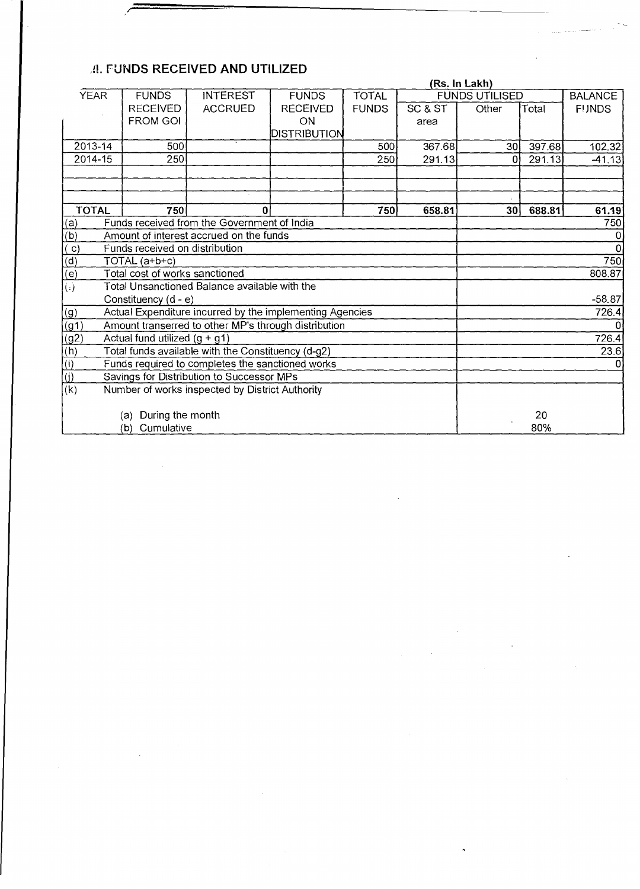## II. FUNDS RECEIVED AND UTILIZED

**(Rs. In Lakh)**

| YEAR | FUNDS RECEIVED FROM GOI | INTEREST ACCRUED | FUNDS RECEIVED ON DISTRIBUTION | TOTAL FUNDS | FUNDS UTILISED | | | BALANCE FUNDS |
|---|---|---|---|---|---|---|---|---|
| | | | | | SC & ST area | Other | Total | |
| 2013-14 | 500 | | | 500 | 367.68 | 30 | 397.68 | 102.32 |
| 2014-15 | 250 | | | 250 | 291.13 | 0 | 291.13 | -41.13 |
| | | | | | | | | |
| | | | | | | | | |
| | | | | | | | | |
| **TOTAL** | **750** | **0** | | **750** | **658.81** | **30** | **688.81** | **61.19** |

| | | |
|---|---|---|
| (a) | Funds received from the Government of India | 750 |
| (b) | Amount of interest accrued on the funds | 0 |
| ( c) | Funds received on distribution | 0 |
| (d) | TOTAL (a+b+c) | 750 |
| (e) | Total cost of works sanctioned | 808.87 |
| (f) | Total Unsanctioned Balance available with the Constituency (d - e) | -58.87 |
| (g) | Actual Expenditure incurred by the implementing Agencies | 726.4 |
| (g1) | Amount transerred to other MP's through distribution | 0 |
| (g2) | Actual fund utilized (g + g1) | 726.4 |
| (h) | Total funds available with the Constituency (d-g2) | 23.6 |
| (i) | Funds required to completes the sanctioned works | 0 |
| (j) | Savings for Distribution to Successor MPs | |
| (k) | Number of works inspected by District Authority | |
| | (a) During the month | 20 |
| | (b) Cumulative | 80% |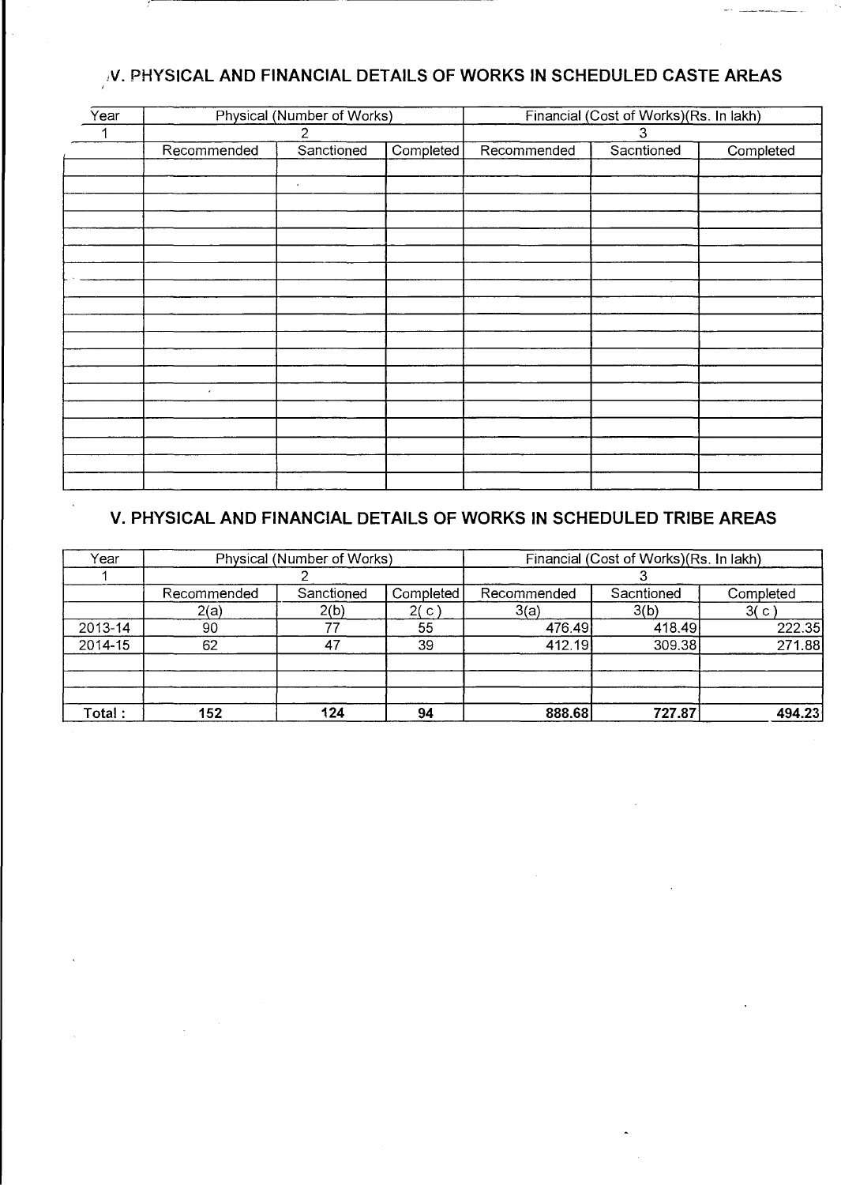## IV. PHYSICAL AND FINANCIAL DETAILS OF WORKS IN SCHEDULED CASTE AREAS

| Year | Physical (Number of Works) | | | Financial (Cost of Works)(Rs. In lakh) | | |
|---|---|---|---|---|---|---|
| 1 | 2 | | | 3 | | |
| | Recommended | Sanctioned | Completed | Recommended | Sacntioned | Completed |
| | | | | | | |
| | | | | | | |
| | | | | | | |
| | | | | | | |
| | | | | | | |
| | | | | | | |
| | | | | | | |
| | | | | | | |
| | | | | | | |
| | | | | | | |
| | | | | | | |
| | | | | | | |
| | | | | | | |
| | | | | | | |
| | | | | | | |
| | | | | | | |
| | | | | | | |
| | | | | | | |

## V. PHYSICAL AND FINANCIAL DETAILS OF WORKS IN SCHEDULED TRIBE AREAS

| Year | Physical (Number of Works) | | | Financial (Cost of Works)(Rs. In lakh) | | |
|---|---|---|---|---|---|---|
| 1 | 2 | | | 3 | | |
| | Recommended | Sanctioned | Completed | Recommended | Sacntioned | Completed |
| | 2(a) | 2(b) | 2( c ) | 3(a) | 3(b) | 3( c ) |
| 2013-14 | 90 | 77 | 55 | 476.49 | 418.49 | 222.35 |
| 2014-15 | 62 | 47 | 39 | 412.19 | 309.38 | 271.88 |
| | | | | | | |
| | | | | | | |
| | | | | | | |
| **Total :** | **152** | **124** | **94** | **888.68** | **727.87** | **494.23** |